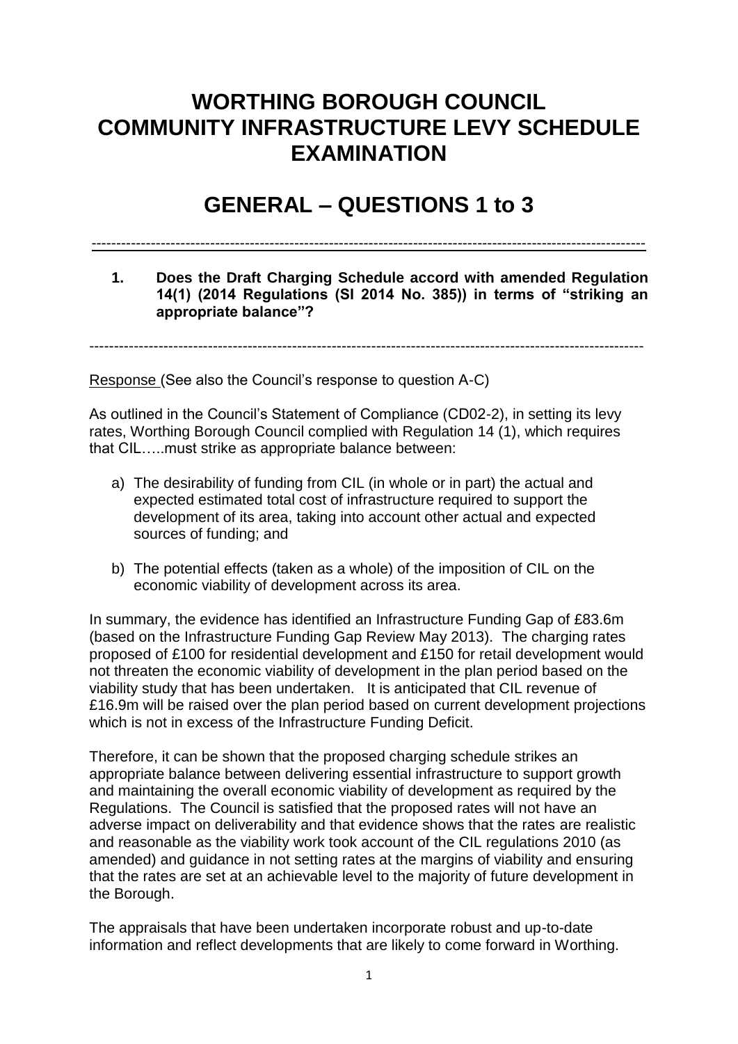# WORTHING BOROUGH COUNCIL COMMUNITY INFRASTRUCTURE LEVY SCHEDULE EXAMINATION

# GENERAL – QUESTIONS 1 to 3

---

**1. Does the Draft Charging Schedule accord with amended Regulation 14(1) (2014 Regulations (SI 2014 No. 385)) in terms of "striking an appropriate balance"?**

---

Response (See also the Council's response to question A-C)

As outlined in the Council's Statement of Compliance (CD02-2), in setting its levy rates, Worthing Borough Council complied with Regulation 14 (1), which requires that CIL…..must strike as appropriate balance between:

a) The desirability of funding from CIL (in whole or in part) the actual and expected estimated total cost of infrastructure required to support the development of its area, taking into account other actual and expected sources of funding; and

b) The potential effects (taken as a whole) of the imposition of CIL on the economic viability of development across its area.

In summary, the evidence has identified an Infrastructure Funding Gap of £83.6m (based on the Infrastructure Funding Gap Review May 2013). The charging rates proposed of £100 for residential development and £150 for retail development would not threaten the economic viability of development in the plan period based on the viability study that has been undertaken. It is anticipated that CIL revenue of £16.9m will be raised over the plan period based on current development projections which is not in excess of the Infrastructure Funding Deficit.

Therefore, it can be shown that the proposed charging schedule strikes an appropriate balance between delivering essential infrastructure to support growth and maintaining the overall economic viability of development as required by the Regulations. The Council is satisfied that the proposed rates will not have an adverse impact on deliverability and that evidence shows that the rates are realistic and reasonable as the viability work took account of the CIL regulations 2010 (as amended) and guidance in not setting rates at the margins of viability and ensuring that the rates are set at an achievable level to the majority of future development in the Borough.

The appraisals that have been undertaken incorporate robust and up-to-date information and reflect developments that are likely to come forward in Worthing.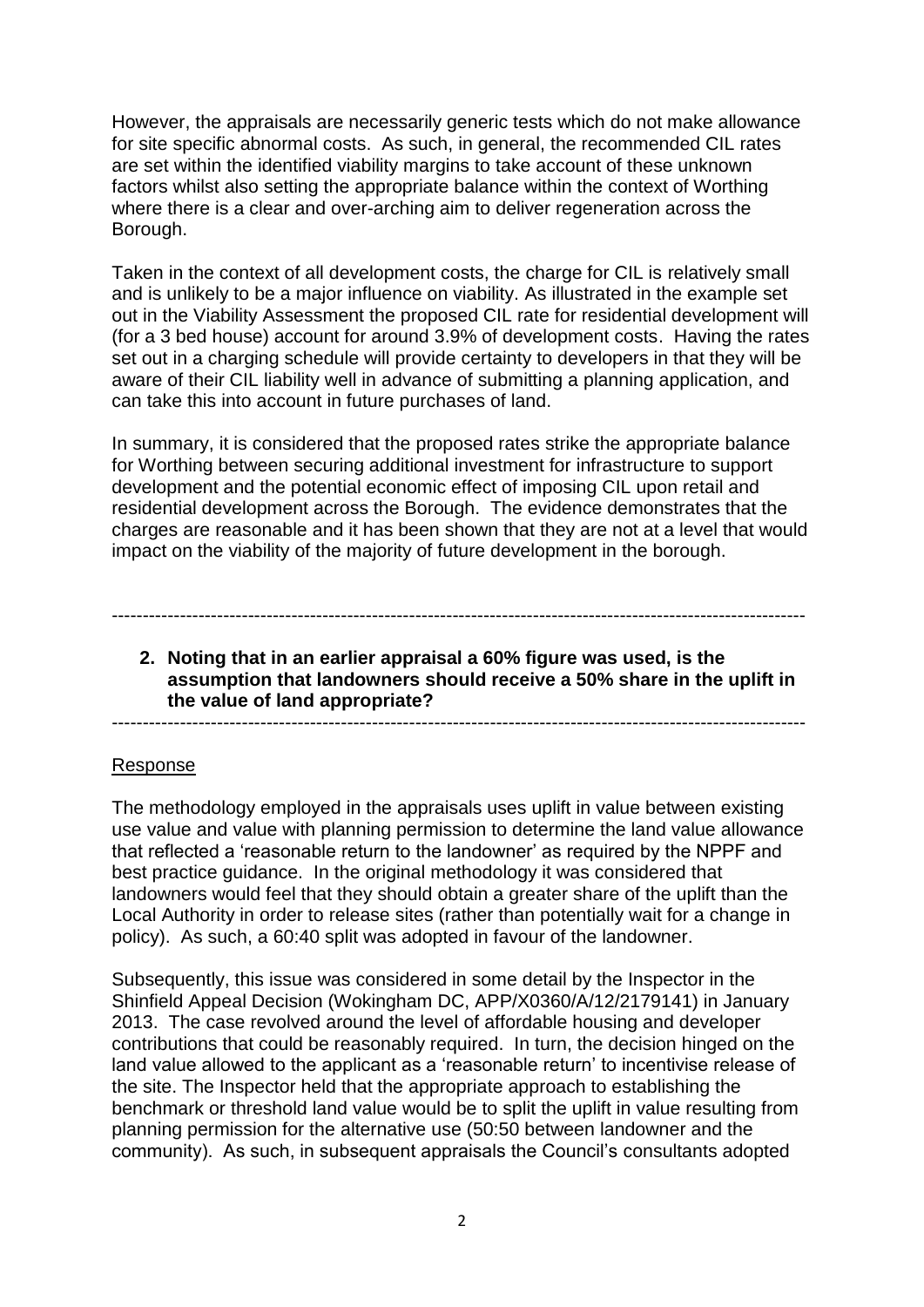However, the appraisals are necessarily generic tests which do not make allowance for site specific abnormal costs. As such, in general, the recommended CIL rates are set within the identified viability margins to take account of these unknown factors whilst also setting the appropriate balance within the context of Worthing where there is a clear and over-arching aim to deliver regeneration across the Borough.

Taken in the context of all development costs, the charge for CIL is relatively small and is unlikely to be a major influence on viability. As illustrated in the example set out in the Viability Assessment the proposed CIL rate for residential development will (for a 3 bed house) account for around 3.9% of development costs. Having the rates set out in a charging schedule will provide certainty to developers in that they will be aware of their CIL liability well in advance of submitting a planning application, and can take this into account in future purchases of land.

In summary, it is considered that the proposed rates strike the appropriate balance for Worthing between securing additional investment for infrastructure to support development and the potential economic effect of imposing CIL upon retail and residential development across the Borough. The evidence demonstrates that the charges are reasonable and it has been shown that they are not at a level that would impact on the viability of the majority of future development in the borough.

---

**2. Noting that in an earlier appraisal a 60% figure was used, is the assumption that landowners should receive a 50% share in the uplift in the value of land appropriate?**

---

Response

The methodology employed in the appraisals uses uplift in value between existing use value and value with planning permission to determine the land value allowance that reflected a 'reasonable return to the landowner' as required by the NPPF and best practice guidance. In the original methodology it was considered that landowners would feel that they should obtain a greater share of the uplift than the Local Authority in order to release sites (rather than potentially wait for a change in policy). As such, a 60:40 split was adopted in favour of the landowner.

Subsequently, this issue was considered in some detail by the Inspector in the Shinfield Appeal Decision (Wokingham DC, APP/X0360/A/12/2179141) in January 2013. The case revolved around the level of affordable housing and developer contributions that could be reasonably required. In turn, the decision hinged on the land value allowed to the applicant as a 'reasonable return' to incentivise release of the site. The Inspector held that the appropriate approach to establishing the benchmark or threshold land value would be to split the uplift in value resulting from planning permission for the alternative use (50:50 between landowner and the community). As such, in subsequent appraisals the Council's consultants adopted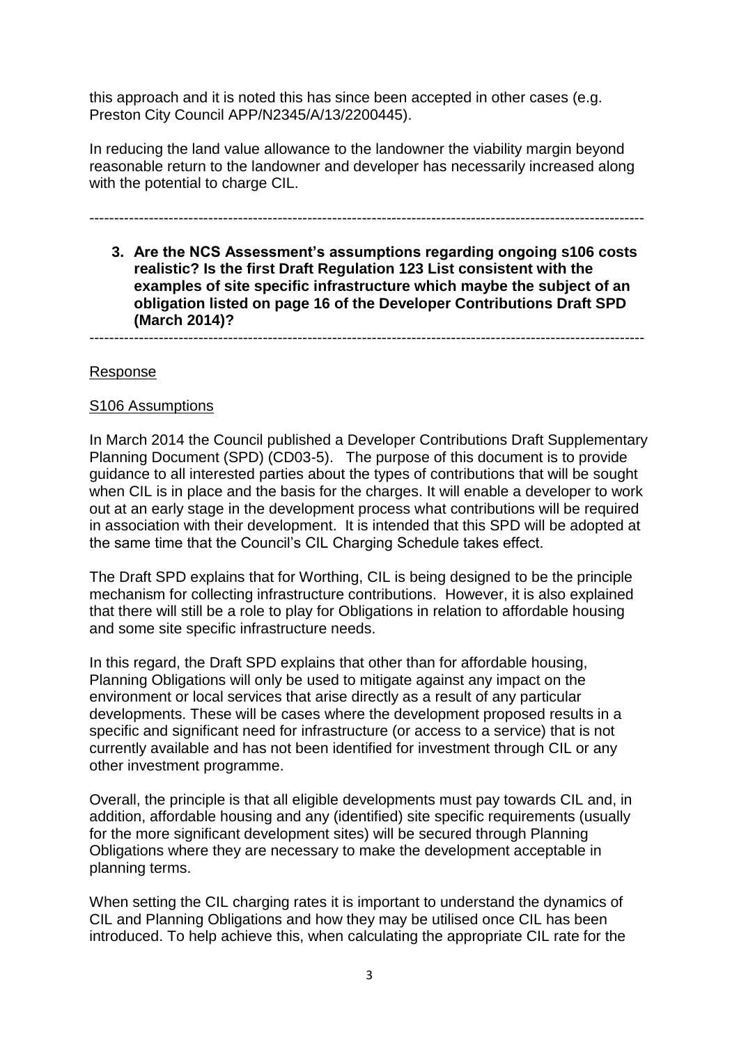this approach and it is noted this has since been accepted in other cases (e.g. Preston City Council APP/N2345/A/13/2200445).

In reducing the land value allowance to the landowner the viability margin beyond reasonable return to the landowner and developer has necessarily increased along with the potential to charge CIL.

---

**3. Are the NCS Assessment's assumptions regarding ongoing s106 costs realistic? Is the first Draft Regulation 123 List consistent with the examples of site specific infrastructure which maybe the subject of an obligation listed on page 16 of the Developer Contributions Draft SPD (March 2014)?**

---

<u>Response</u>

<u>S106 Assumptions</u>

In March 2014 the Council published a Developer Contributions Draft Supplementary Planning Document (SPD) (CD03-5). The purpose of this document is to provide guidance to all interested parties about the types of contributions that will be sought when CIL is in place and the basis for the charges. It will enable a developer to work out at an early stage in the development process what contributions will be required in association with their development. It is intended that this SPD will be adopted at the same time that the Council's CIL Charging Schedule takes effect.

The Draft SPD explains that for Worthing, CIL is being designed to be the principle mechanism for collecting infrastructure contributions. However, it is also explained that there will still be a role to play for Obligations in relation to affordable housing and some site specific infrastructure needs.

In this regard, the Draft SPD explains that other than for affordable housing, Planning Obligations will only be used to mitigate against any impact on the environment or local services that arise directly as a result of any particular developments. These will be cases where the development proposed results in a specific and significant need for infrastructure (or access to a service) that is not currently available and has not been identified for investment through CIL or any other investment programme.

Overall, the principle is that all eligible developments must pay towards CIL and, in addition, affordable housing and any (identified) site specific requirements (usually for the more significant development sites) will be secured through Planning Obligations where they are necessary to make the development acceptable in planning terms.

When setting the CIL charging rates it is important to understand the dynamics of CIL and Planning Obligations and how they may be utilised once CIL has been introduced. To help achieve this, when calculating the appropriate CIL rate for the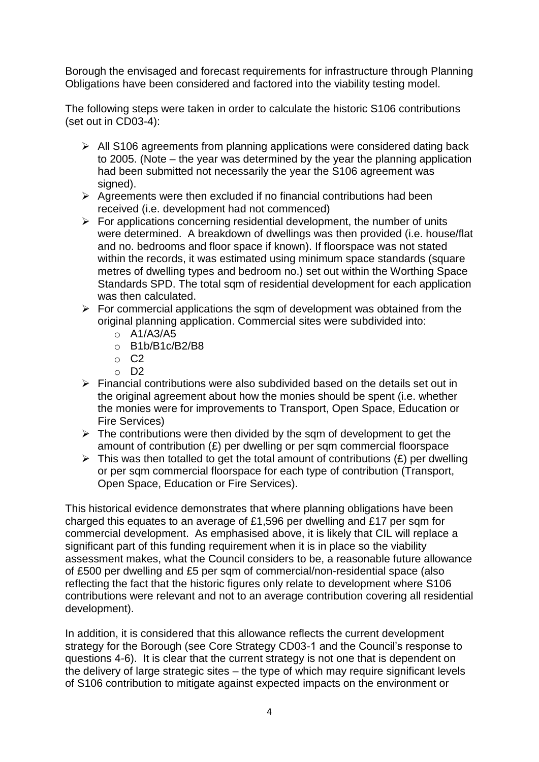Borough the envisaged and forecast requirements for infrastructure through Planning Obligations have been considered and factored into the viability testing model.

The following steps were taken in order to calculate the historic S106 contributions (set out in CD03-4):

- All S106 agreements from planning applications were considered dating back to 2005. (Note – the year was determined by the year the planning application had been submitted not necessarily the year the S106 agreement was signed).
- Agreements were then excluded if no financial contributions had been received (i.e. development had not commenced)
- For applications concerning residential development, the number of units were determined. A breakdown of dwellings was then provided (i.e. house/flat and no. bedrooms and floor space if known). If floorspace was not stated within the records, it was estimated using minimum space standards (square metres of dwelling types and bedroom no.) set out within the Worthing Space Standards SPD. The total sqm of residential development for each application was then calculated.
- For commercial applications the sqm of development was obtained from the original planning application. Commercial sites were subdivided into:
  - A1/A3/A5
  - B1b/B1c/B2/B8
  - C2
  - D2
- Financial contributions were also subdivided based on the details set out in the original agreement about how the monies should be spent (i.e. whether the monies were for improvements to Transport, Open Space, Education or Fire Services)
- The contributions were then divided by the sqm of development to get the amount of contribution (£) per dwelling or per sqm commercial floorspace
- This was then totalled to get the total amount of contributions (£) per dwelling or per sqm commercial floorspace for each type of contribution (Transport, Open Space, Education or Fire Services).

This historical evidence demonstrates that where planning obligations have been charged this equates to an average of £1,596 per dwelling and £17 per sqm for commercial development. As emphasised above, it is likely that CIL will replace a significant part of this funding requirement when it is in place so the viability assessment makes, what the Council considers to be, a reasonable future allowance of £500 per dwelling and £5 per sqm of commercial/non-residential space (also reflecting the fact that the historic figures only relate to development where S106 contributions were relevant and not to an average contribution covering all residential development).

In addition, it is considered that this allowance reflects the current development strategy for the Borough (see Core Strategy CD03-1 and the Council's response to questions 4-6). It is clear that the current strategy is not one that is dependent on the delivery of large strategic sites – the type of which may require significant levels of S106 contribution to mitigate against expected impacts on the environment or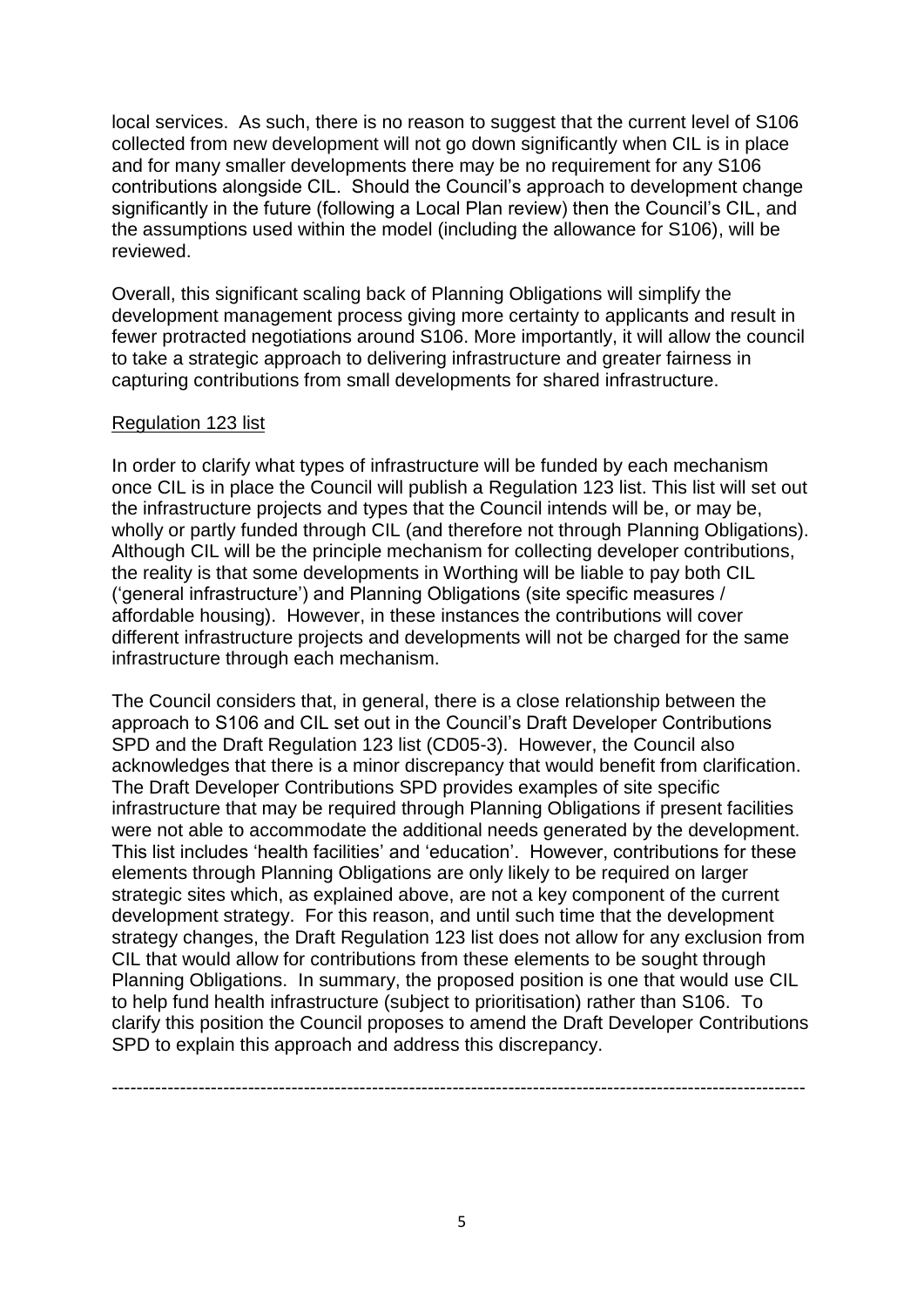local services. As such, there is no reason to suggest that the current level of S106 collected from new development will not go down significantly when CIL is in place and for many smaller developments there may be no requirement for any S106 contributions alongside CIL. Should the Council's approach to development change significantly in the future (following a Local Plan review) then the Council's CIL, and the assumptions used within the model (including the allowance for S106), will be reviewed.

Overall, this significant scaling back of Planning Obligations will simplify the development management process giving more certainty to applicants and result in fewer protracted negotiations around S106. More importantly, it will allow the council to take a strategic approach to delivering infrastructure and greater fairness in capturing contributions from small developments for shared infrastructure.

Regulation 123 list

In order to clarify what types of infrastructure will be funded by each mechanism once CIL is in place the Council will publish a Regulation 123 list. This list will set out the infrastructure projects and types that the Council intends will be, or may be, wholly or partly funded through CIL (and therefore not through Planning Obligations). Although CIL will be the principle mechanism for collecting developer contributions, the reality is that some developments in Worthing will be liable to pay both CIL ('general infrastructure') and Planning Obligations (site specific measures / affordable housing). However, in these instances the contributions will cover different infrastructure projects and developments will not be charged for the same infrastructure through each mechanism.

The Council considers that, in general, there is a close relationship between the approach to S106 and CIL set out in the Council's Draft Developer Contributions SPD and the Draft Regulation 123 list (CD05-3). However, the Council also acknowledges that there is a minor discrepancy that would benefit from clarification. The Draft Developer Contributions SPD provides examples of site specific infrastructure that may be required through Planning Obligations if present facilities were not able to accommodate the additional needs generated by the development. This list includes 'health facilities' and 'education'. However, contributions for these elements through Planning Obligations are only likely to be required on larger strategic sites which, as explained above, are not a key component of the current development strategy. For this reason, and until such time that the development strategy changes, the Draft Regulation 123 list does not allow for any exclusion from CIL that would allow for contributions from these elements to be sought through Planning Obligations. In summary, the proposed position is one that would use CIL to help fund health infrastructure (subject to prioritisation) rather than S106. To clarify this position the Council proposes to amend the Draft Developer Contributions SPD to explain this approach and address this discrepancy.

---